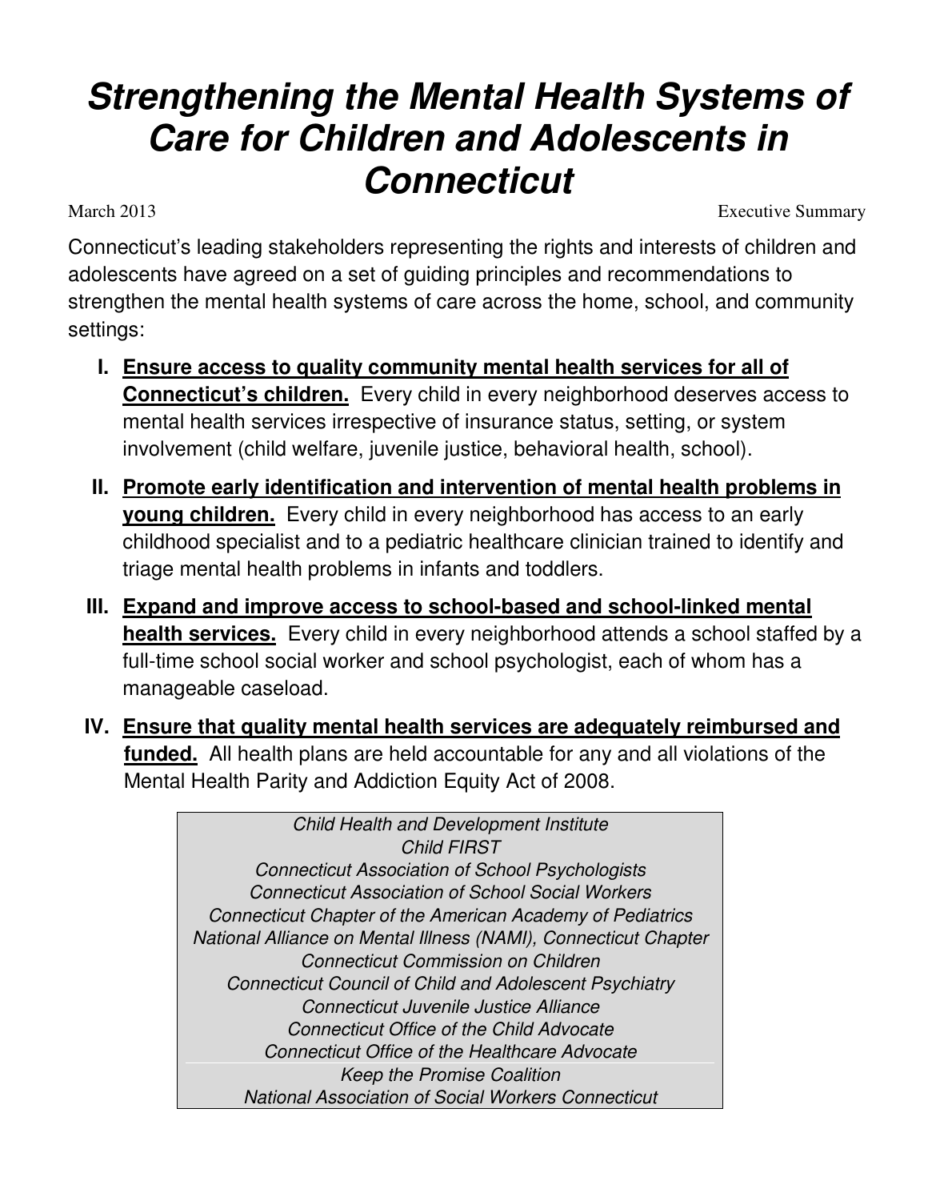# ***Strengthening the Mental Health Systems of Care for Children and Adolescents in Connecticut***

March 2013

Executive Summary

Connecticut's leading stakeholders representing the rights and interests of children and adolescents have agreed on a set of guiding principles and recommendations to strengthen the mental health systems of care across the home, school, and community settings:

I. **<u>Ensure access to quality community mental health services for all of Connecticut's children.</u>** Every child in every neighborhood deserves access to mental health services irrespective of insurance status, setting, or system involvement (child welfare, juvenile justice, behavioral health, school).

II. **<u>Promote early identification and intervention of mental health problems in young children.</u>** Every child in every neighborhood has access to an early childhood specialist and to a pediatric healthcare clinician trained to identify and triage mental health problems in infants and toddlers.

III. **<u>Expand and improve access to school-based and school-linked mental health services.</u>** Every child in every neighborhood attends a school staffed by a full-time school social worker and school psychologist, each of whom has a manageable caseload.

IV. **<u>Ensure that quality mental health services are adequately reimbursed and funded.</u>** All health plans are held accountable for any and all violations of the Mental Health Parity and Addiction Equity Act of 2008.

*Child Health and Development Institute*
*Child FIRST*
*Connecticut Association of School Psychologists*
*Connecticut Association of School Social Workers*
*Connecticut Chapter of the American Academy of Pediatrics*
*National Alliance on Mental Illness (NAMI), Connecticut Chapter*
*Connecticut Commission on Children*
*Connecticut Council of Child and Adolescent Psychiatry*
*Connecticut Juvenile Justice Alliance*
*Connecticut Office of the Child Advocate*
*Connecticut Office of the Healthcare Advocate*
*Keep the Promise Coalition*
*National Association of Social Workers Connecticut*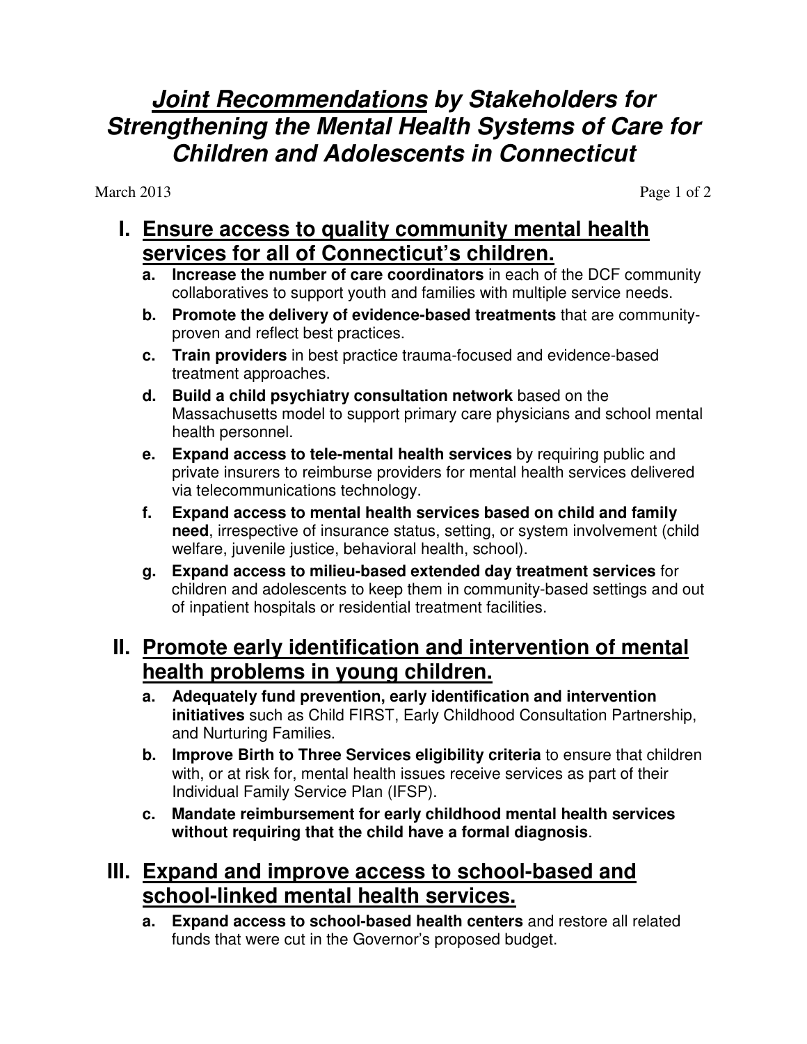# ***Joint Recommendations* by Stakeholders for Strengthening the Mental Health Systems of Care for Children and Adolescents in Connecticut**

March 2013

## I. Ensure access to quality community mental health services for all of Connecticut's children.

a. **Increase the number of care coordinators** in each of the DCF community collaboratives to support youth and families with multiple service needs.

b. **Promote the delivery of evidence-based treatments** that are community-proven and reflect best practices.

c. **Train providers** in best practice trauma-focused and evidence-based treatment approaches.

d. **Build a child psychiatry consultation network** based on the Massachusetts model to support primary care physicians and school mental health personnel.

e. **Expand access to tele-mental health services** by requiring public and private insurers to reimburse providers for mental health services delivered via telecommunications technology.

f. **Expand access to mental health services based on child and family need**, irrespective of insurance status, setting, or system involvement (child welfare, juvenile justice, behavioral health, school).

g. **Expand access to milieu-based extended day treatment services** for children and adolescents to keep them in community-based settings and out of inpatient hospitals or residential treatment facilities.

## II. Promote early identification and intervention of mental health problems in young children.

a. **Adequately fund prevention, early identification and intervention initiatives** such as Child FIRST, Early Childhood Consultation Partnership, and Nurturing Families.

b. **Improve Birth to Three Services eligibility criteria** to ensure that children with, or at risk for, mental health issues receive services as part of their Individual Family Service Plan (IFSP).

c. **Mandate reimbursement for early childhood mental health services without requiring that the child have a formal diagnosis**.

## III. Expand and improve access to school-based and school-linked mental health services.

a. **Expand access to school-based health centers** and restore all related funds that were cut in the Governor's proposed budget.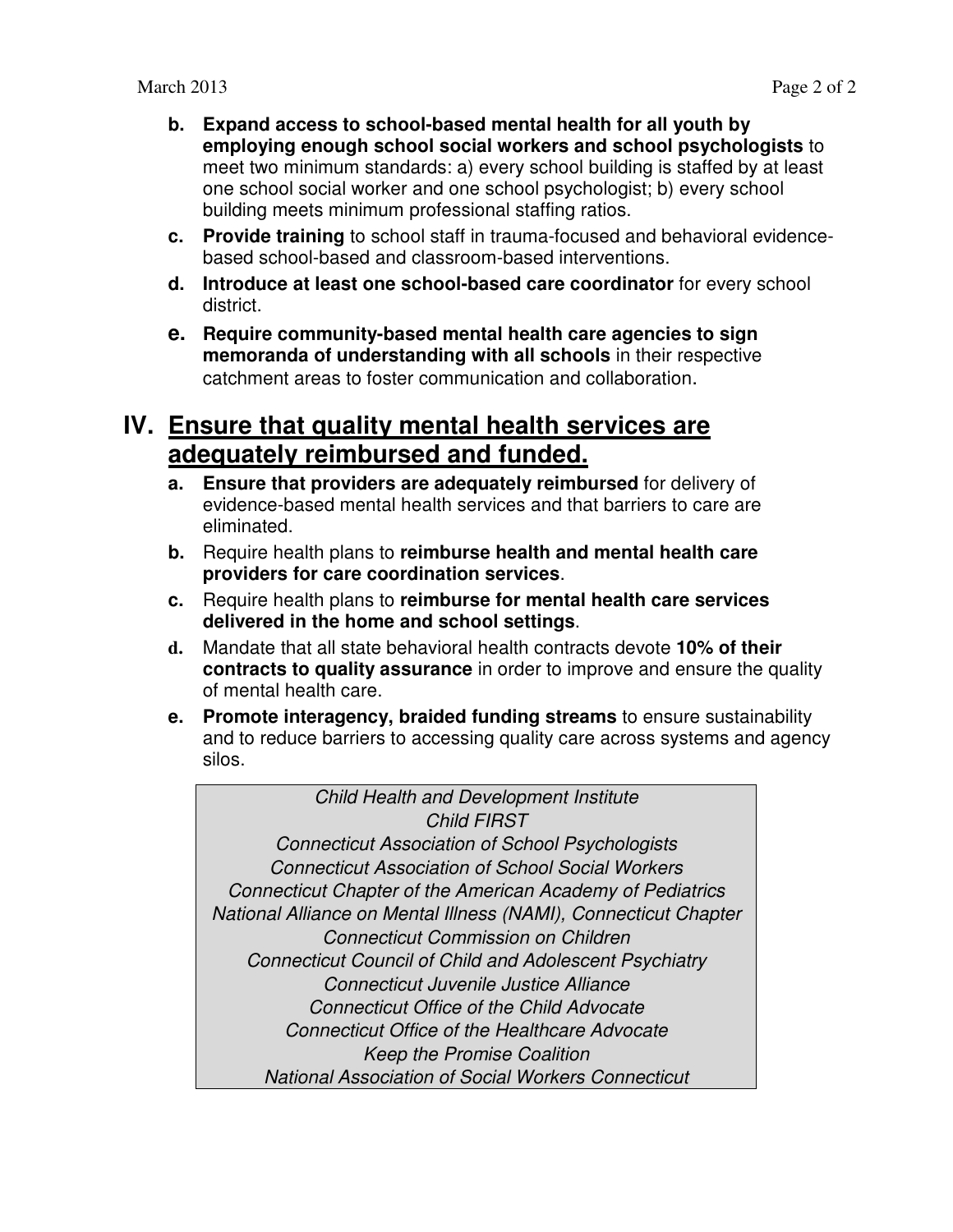- **b. Expand access to school-based mental health for all youth by employing enough school social workers and school psychologists** to meet two minimum standards: a) every school building is staffed by at least one school social worker and one school psychologist; b) every school building meets minimum professional staffing ratios.
- **c. Provide training** to school staff in trauma-focused and behavioral evidence-based school-based and classroom-based interventions.
- **d. Introduce at least one school-based care coordinator** for every school district.
- **e. Require community-based mental health care agencies to sign memoranda of understanding with all schools** in their respective catchment areas to foster communication and collaboration.

## IV. Ensure that quality mental health services are adequately reimbursed and funded.

- **a. Ensure that providers are adequately reimbursed** for delivery of evidence-based mental health services and that barriers to care are eliminated.
- **b.** Require health plans to **reimburse health and mental health care providers for care coordination services**.
- **c.** Require health plans to **reimburse for mental health care services delivered in the home and school settings**.
- **d.** Mandate that all state behavioral health contracts devote **10% of their contracts to quality assurance** in order to improve and ensure the quality of mental health care.
- **e. Promote interagency, braided funding streams** to ensure sustainability and to reduce barriers to accessing quality care across systems and agency silos.

*Child Health and Development Institute*
*Child FIRST*
*Connecticut Association of School Psychologists*
*Connecticut Association of School Social Workers*
*Connecticut Chapter of the American Academy of Pediatrics*
*National Alliance on Mental Illness (NAMI), Connecticut Chapter*
*Connecticut Commission on Children*
*Connecticut Council of Child and Adolescent Psychiatry*
*Connecticut Juvenile Justice Alliance*
*Connecticut Office of the Child Advocate*
*Connecticut Office of the Healthcare Advocate*
*Keep the Promise Coalition*
*National Association of Social Workers Connecticut*